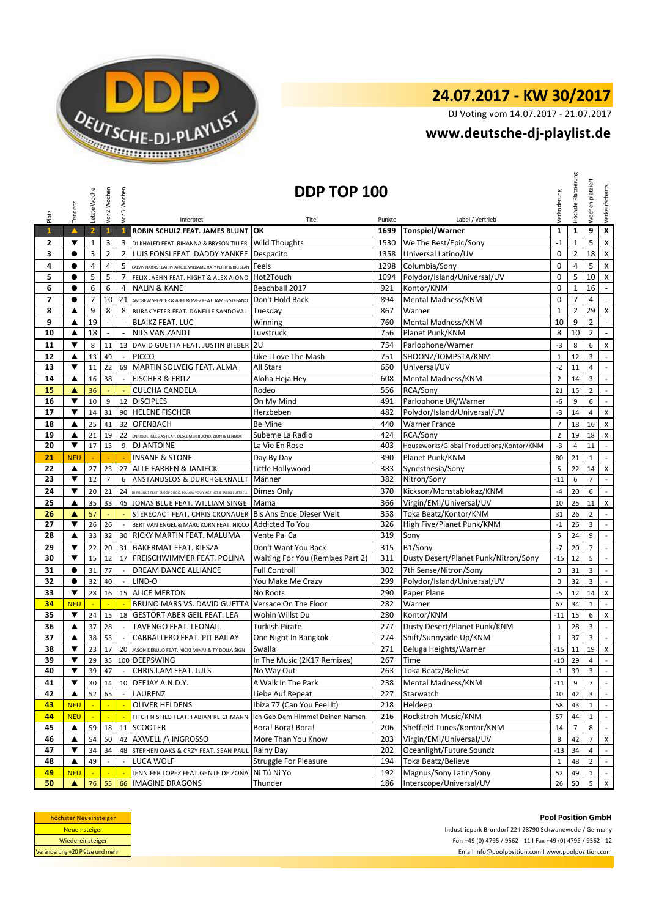DEUTSCHE-DJ-PLAYLIST

# 24.07.2017 - KW 30/2017

DJ Voting vom 14.07.2017 - 21.07.2017

## www.deutsche-dj-playlist.de

## DDP TOP 100

| Platz | Tendenz | Letzte Woche | Vor 2 Wochen | Vor 3 Wochen | Interpret | Titel | Punkte | Label / Vertrieb | Veränderung | Höchste Platzierung | Wochen platziert | Verkaufscharts |
|---|---|---|---|---|---|---|---|---|---|---|---|---|
| 1 | ▲ | 2 | 1 | 1 | ROBIN SCHULZ FEAT. JAMES BLUNT | OK | 1699 | Tonspiel/Warner | 1 | 1 | 9 | X |
| 2 | ▼ | 1 | 3 | 3 | DJ KHALED FEAT. RIHANNA & BRYSON TILLER | Wild Thoughts | 1530 | We The Best/Epic/Sony | -1 | 1 | 5 | X |
| 3 | ● | 3 | 2 | 2 | LUIS FONSI FEAT. DADDY YANKEE | Despacito | 1358 | Universal Latino/UV | 0 | 2 | 18 | X |
| 4 | ● | 4 | 4 | 5 | CALVIN HARRIS FEAT. PHARRELL WILLIAMS, KATY PERRY & BIG SEAN | Feels | 1298 | Columbia/Sony | 0 | 4 | 5 | X |
| 5 | ● | 5 | 5 | 7 | FELIX JAEHN FEAT. HIGHT & ALEX AIONO | Hot2Touch | 1094 | Polydor/Island/Universal/UV | 0 | 5 | 10 | X |
| 6 | ● | 6 | 6 | 4 | NALIN & KANE | Beachball 2017 | 921 | Kontor/KNM | 0 | 1 | 16 | - |
| 7 | ● | 7 | 10 | 21 | ANDREW SPENCER & ABEL ROMEZ FEAT. JAMES STEFANO | Don't Hold Back | 894 | Mental Madness/KNM | 0 | 7 | 4 | - |
| 8 | ▲ | 9 | 8 | 8 | BURAK YETER FEAT. DANELLE SANDOVAL | Tuesday | 867 | Warner | 1 | 2 | 29 | X |
| 9 | ▲ | 19 | - | - | BLAIKZ FEAT. LUC | Winning | 760 | Mental Madness/KNM | 10 | 9 | 2 | - |
| 10 | ▲ | 18 | - | - | NILS VAN ZANDT | Luvstruck | 756 | Planet Punk/KNM | 8 | 10 | 2 | - |
| 11 | ▼ | 8 | 11 | 13 | DAVID GUETTA FEAT. JUSTIN BIEBER | 2U | 754 | Parlophone/Warner | -3 | 8 | 6 | X |
| 12 | ▲ | 13 | 49 | - | PICCO | Like I Love The Mash | 751 | SHOONZ/JOMPSTA/KNM | 1 | 12 | 3 | - |
| 13 | ▼ | 11 | 22 | 69 | MARTIN SOLVEIG FEAT. ALMA | All Stars | 650 | Universal/UV | -2 | 11 | 4 | - |
| 14 | ▲ | 16 | 38 | - | FISCHER & FRITZ | Aloha Heja Hey | 608 | Mental Madness/KNM | 2 | 14 | 3 | - |
| 15 | ▲ | 36 | - | - | CULCHA CANDELA | Rodeo | 556 | RCA/Sony | 21 | 15 | 2 | - |
| 16 | ▼ | 10 | 9 | 12 | DISCIPLES | On My Mind | 491 | Parlophone UK/Warner | -6 | 9 | 6 | - |
| 17 | ▼ | 14 | 31 | 90 | HELENE FISCHER | Herzbeben | 482 | Polydor/Island/Universal/UV | -3 | 14 | 4 | X |
| 18 | ▲ | 25 | 41 | 32 | OFENBACH | Be Mine | 440 | Warner France | 7 | 18 | 16 | X |
| 19 | ▲ | 21 | 19 | 22 | ENRIQUE IGLESIAS FEAT. DESCEMER BUENO, ZION & LENNOX | Subeme La Radio | 424 | RCA/Sony | 2 | 19 | 18 | X |
| 20 | ▼ | 17 | 13 | 9 | DJ ANTOINE | La Vie En Rose | 403 | Houseworks/Global Productions/Kontor/KNM | -3 | 4 | 11 | - |
| 21 | NEU | - | - | - | INSANE & STONE | Day By Day | 390 | Planet Punk/KNM | 80 | 21 | 1 | - |
| 22 | ▲ | 27 | 23 | 27 | ALLE FARBEN & JANIECK | Little Hollywood | 383 | Synesthesia/Sony | 5 | 22 | 14 | X |
| 23 | ▼ | 12 | 7 | 6 | ANSTANDSLOS & DURCHGEKNALLT | Männer | 382 | Nitron/Sony | -11 | 6 | 7 | - |
| 24 | ▼ | 20 | 21 | 24 | DJ POLIQUE FEAT. SNOOP DOGG, FOLLOW YOUR INSTINCT & JACOB LUTTRELL | Dimes Only | 370 | Kickson/Monstablokaz/KNM | -4 | 20 | 6 | - |
| 25 | ▲ | 35 | 33 | 45 | JONAS BLUE FEAT. WILLIAM SINGE | Mama | 366 | Virgin/EMI/Universal/UV | 10 | 25 | 11 | X |
| 26 | ▲ | 57 | - | - | STEREOACT FEAT. CHRIS CRONAUER | Bis Ans Ende Dieser Welt | 358 | Toka Beatz/Kontor/KNM | 31 | 26 | 2 | - |
| 27 | ▼ | 26 | 26 | - | BERT VAN ENGEL & MARC KORN FEAT. NICCO | Addicted To You | 326 | High Five/Planet Punk/KNM | -1 | 26 | 3 | - |
| 28 | ▲ | 33 | 32 | 30 | RICKY MARTIN FEAT. MALUMA | Vente Pa' Ca | 319 | Sony | 5 | 24 | 9 | - |
| 29 | ▼ | 22 | 20 | 31 | BAKERMAT FEAT. KIESZA | Don't Want You Back | 315 | B1/Sony | -7 | 20 | 7 | - |
| 30 | ▼ | 15 | 12 | 17 | FREISCHWIMMER FEAT. POLINA | Waiting For You (Remixes Part 2) | 311 | Dusty Desert/Planet Punk/Nitron/Sony | -15 | 12 | 5 | - |
| 31 | ● | 31 | 77 | - | DREAM DANCE ALLIANCE | Full Controll | 302 | 7th Sense/Nitron/Sony | 0 | 31 | 3 | - |
| 32 | ● | 32 | 40 | - | LIND-O | You Make Me Crazy | 299 | Polydor/Island/Universal/UV | 0 | 32 | 3 | - |
| 33 | ▼ | 28 | 16 | 15 | ALICE MERTON | No Roots | 290 | Paper Plane | -5 | 12 | 14 | X |
| 34 | NEU | - | - | - | BRUNO MARS VS. DAVID GUETTA | Versace On The Floor | 282 | Warner | 67 | 34 | 1 | - |
| 35 | ▼ | 24 | 15 | 18 | GESTÖRT ABER GEIL FEAT. LEA | Wohin Willst Du | 280 | Kontor/KNM | -11 | 15 | 6 | X |
| 36 | ▲ | 37 | 28 | - | TAVENGO FEAT. LEONAIL | Turkish Pirate | 277 | Dusty Desert/Planet Punk/KNM | 1 | 28 | 3 | - |
| 37 | ▲ | 38 | 53 | - | CABBALLERO FEAT. PIT BAILAY | One Night In Bangkok | 274 | Shift/Sunnyside Up/KNM | 1 | 37 | 3 | - |
| 38 | ▼ | 23 | 17 | 20 | JASON DERULO FEAT. NICKI MINAJ & TY DOLLA $IGN | Swalla | 271 | Beluga Heights/Warner | -15 | 11 | 19 | X |
| 39 | ▼ | 29 | 35 | 100 | DEEPSWING | In The Music (2K17 Remixes) | 267 | Time | -10 | 29 | 4 | - |
| 40 | ▼ | 39 | 47 | - | CHRIS.I.AM FEAT. JULS | No Way Out | 263 | Toka Beatz/Believe | -1 | 39 | 3 | - |
| 41 | ▼ | 30 | 14 | 10 | DEEJAY A.N.D.Y. | A Walk In The Park | 238 | Mental Madness/KNM | -11 | 9 | 7 | - |
| 42 | ▲ | 52 | 65 | - | LAURENZ | Liebe Auf Repeat | 227 | Starwatch | 10 | 42 | 3 | - |
| 43 | NEU | - | - | - | OLIVER HELDENS | Ibiza 77 (Can You Feel It) | 218 | Heldeep | 58 | 43 | 1 | - |
| 44 | NEU | - | - | - | FITCH N STILO FEAT. FABIAN REICHMANN | Ich Geb Dem Himmel Deinen Namen | 216 | Rockstroh Music/KNM | 57 | 44 | 1 | - |
| 45 | ▲ | 59 | 18 | 11 | SCOOTER | Bora! Bora! Bora! | 206 | Sheffield Tunes/Kontor/KNM | 14 | 7 | 8 | - |
| 46 | ▲ | 54 | 50 | 42 | AXWELL /\ INGROSSO | More Than You Know | 203 | Virgin/EMI/Universal/UV | 8 | 42 | 7 | X |
| 47 | ▼ | 34 | 34 | 48 | STEPHEN OAKS & CRZY FEAT. SEAN PAUL | Rainy Day | 202 | Oceanlight/Future Soundz | -13 | 34 | 4 | - |
| 48 | ▲ | 49 | - | - | LUCA WOLF | Struggle For Pleasure | 194 | Toka Beatz/Believe | 1 | 48 | 2 | - |
| 49 | NEU | - | - | - | JENNIFER LOPEZ FEAT.GENTE DE ZONA | Ni Tú Ni Yo | 192 | Magnus/Sony Latin/Sony | 52 | 49 | 1 | - |
| 50 | ▲ | 76 | 55 | 66 | IMAGINE DRAGONS | Thunder | 186 | Interscope/Universal/UV | 26 | 50 | 5 | X |

höchster Neueinsteiger
Neueinsteiger
Wiedereinsteiger
Veränderung +20 Plätze und mehr

**Pool Position GmbH**

Industriepark Brundorf 22 I 28790 Schwanewede / Germany
Fon +49 (0) 4795 / 9562 - 11 I Fax +49 (0) 4795 / 9562 - 12
Email info@poolposition.com I www.poolposition.com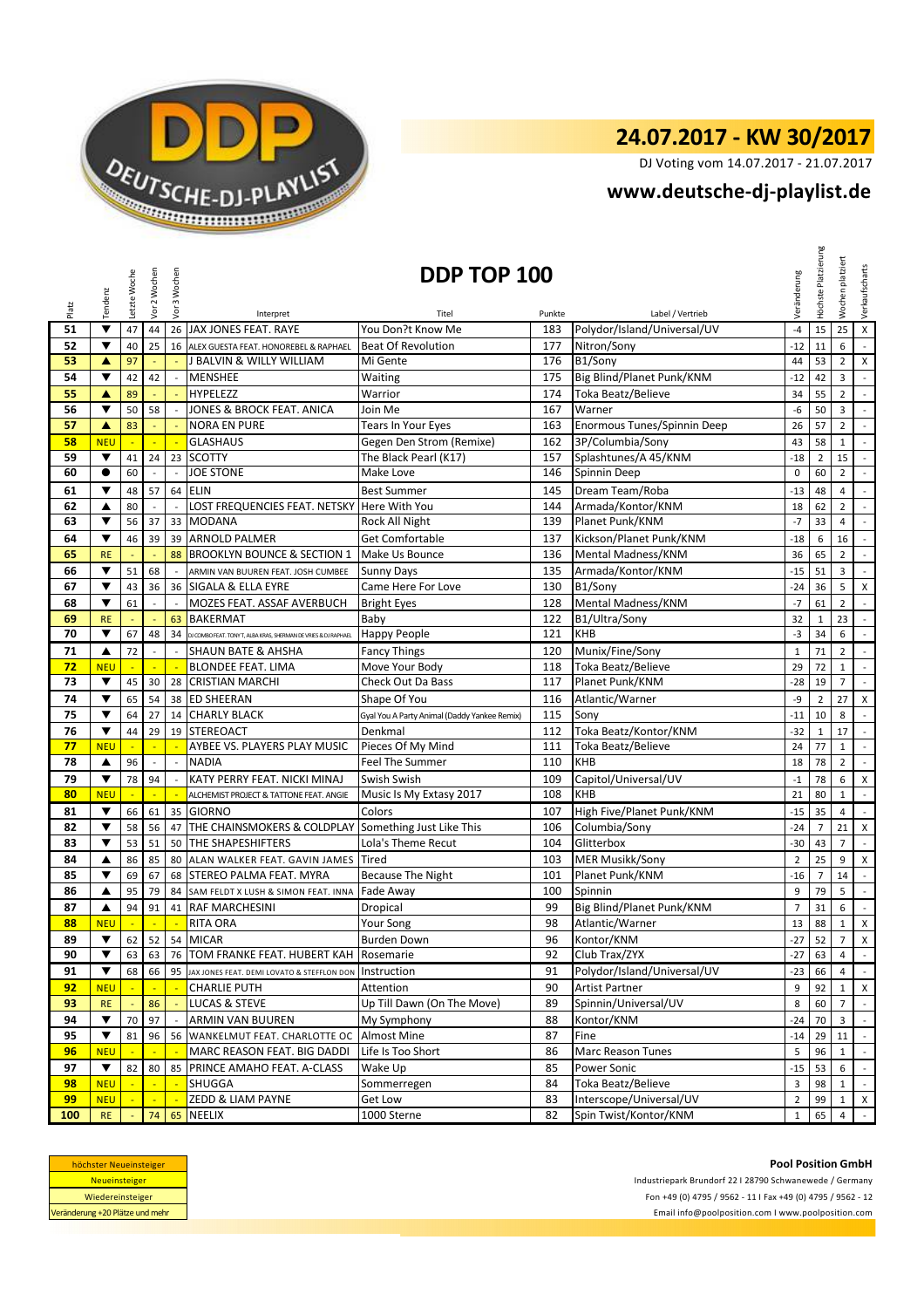# 24.07.2017 - KW 30/2017

DJ Voting vom 14.07.2017 - 21.07.2017

## www.deutsche-dj-playlist.de

## DDP TOP 100

| Platz | Tendenz | Letzte Woche | Vor 2 Wochen | Vor 3 Wochen | Interpret | Titel | Punkte | Label / Vertrieb | Veränderung | Höchste Platzierung | Wochen platziert | Verkaufscharts |
|---|---|---|---|---|---|---|---|---|---|---|---|---|
| 51 | ▼ | 47 | 44 | 26 | JAX JONES FEAT. RAYE | You Don?t Know Me | 183 | Polydor/Island/Universal/UV | -4 | 15 | 25 | X |
| 52 | ▼ | 40 | 25 | 16 | ALEX GUESTA FEAT. HONOREBEL & RAPHAEL | Beat Of Revolution | 177 | Nitron/Sony | -12 | 11 | 6 | - |
| 53 | ▲ | 97 | - | - | J BALVIN & WILLY WILLIAM | Mi Gente | 176 | B1/Sony | 44 | 53 | 2 | X |
| 54 | ▼ | 42 | 42 | - | MENSHEE | Waiting | 175 | Big Blind/Planet Punk/KNM | -12 | 42 | 3 | - |
| 55 | ▲ | 89 | - | - | HYPELEZZ | Warrior | 174 | Toka Beatz/Believe | 34 | 55 | 2 | - |
| 56 | ▼ | 50 | 58 | - | JONES & BROCK FEAT. ANICA | Join Me | 167 | Warner | -6 | 50 | 3 | - |
| 57 | ▲ | 83 | - | - | NORA EN PURE | Tears In Your Eyes | 163 | Enormous Tunes/Spinnin Deep | 26 | 57 | 2 | - |
| 58 | NEU | - | - | - | GLASHAUS | Gegen Den Strom (Remixe) | 162 | 3P/Columbia/Sony | 43 | 58 | 1 | - |
| 59 | ▼ | 41 | 24 | 23 | SCOTTY | The Black Pearl (K17) | 157 | Splashtunes/A 45/KNM | -18 | 2 | 15 | - |
| 60 | ● | 60 | - | - | JOE STONE | Make Love | 146 | Spinnin Deep | 0 | 60 | 2 | - |
| 61 | ▼ | 48 | 57 | 64 | ELIN | Best Summer | 145 | Dream Team/Roba | -13 | 48 | 4 | - |
| 62 | ▲ | 80 | - | - | LOST FREQUENCIES FEAT. NETSKY | Here With You | 144 | Armada/Kontor/KNM | 18 | 62 | 2 | - |
| 63 | ▼ | 56 | 37 | 33 | MODANA | Rock All Night | 139 | Planet Punk/KNM | -7 | 33 | 4 | - |
| 64 | ▼ | 46 | 39 | 39 | ARNOLD PALMER | Get Comfortable | 137 | Kickson/Planet Punk/KNM | -18 | 6 | 16 | - |
| 65 | RE | - | - | 88 | BROOKLYN BOUNCE & SECTION 1 | Make Us Bounce | 136 | Mental Madness/KNM | 36 | 65 | 2 | - |
| 66 | ▼ | 51 | 68 | - | ARMIN VAN BUUREN FEAT. JOSH CUMBEE | Sunny Days | 135 | Armada/Kontor/KNM | -15 | 51 | 3 | - |
| 67 | ▼ | 43 | 36 | 36 | SIGALA & ELLA EYRE | Came Here For Love | 130 | B1/Sony | -24 | 36 | 5 | X |
| 68 | ▼ | 61 | - | - | MOZES FEAT. ASSAF AVERBUCH | Bright Eyes | 128 | Mental Madness/KNM | -7 | 61 | 2 | - |
| 69 | RE | - | - | 63 | BAKERMAT | Baby | 122 | B1/Ultra/Sony | 32 | 1 | 23 | - |
| 70 | ▼ | 67 | 48 | 34 | DJ COMBO FEAT. TONY T, ALBA KRAS, SHERMAN DE VRIES & DJ RAPHAEL | Happy People | 121 | KHB | -3 | 34 | 6 | - |
| 71 | ▲ | 72 | - | - | SHAUN BATE & AHSHA | Fancy Things | 120 | Munix/Fine/Sony | 1 | 71 | 2 | - |
| 72 | NEU | - | - | - | BLONDEE FEAT. LIMA | Move Your Body | 118 | Toka Beatz/Believe | 29 | 72 | 1 | - |
| 73 | ▼ | 45 | 30 | 28 | CRISTIAN MARCHI | Check Out Da Bass | 117 | Planet Punk/KNM | -28 | 19 | 7 | - |
| 74 | ▼ | 65 | 54 | 38 | ED SHEERAN | Shape Of You | 116 | Atlantic/Warner | -9 | 2 | 27 | X |
| 75 | ▼ | 64 | 27 | 14 | CHARLY BLACK | Gyal You A Party Animal (Daddy Yankee Remix) | 115 | Sony | -11 | 10 | 8 | - |
| 76 | ▼ | 44 | 29 | 19 | STEREOACT | Denkmal | 112 | Toka Beatz/Kontor/KNM | -32 | 1 | 17 | - |
| 77 | NEU | - | - | - | AYBEE VS. PLAYERS PLAY MUSIC | Pieces Of My Mind | 111 | Toka Beatz/Believe | 24 | 77 | 1 | - |
| 78 | ▲ | 96 | - | - | NADIA | Feel The Summer | 110 | KHB | 18 | 78 | 2 | - |
| 79 | ▼ | 78 | 94 | - | KATY PERRY FEAT. NICKI MINAJ | Swish Swish | 109 | Capitol/Universal/UV | -1 | 78 | 6 | X |
| 80 | NEU | - | - | - | ALCHEMIST PROJECT & TATTONE FEAT. ANGIE | Music Is My Extasy 2017 | 108 | KHB | 21 | 80 | 1 | - |
| 81 | ▼ | 66 | 61 | 35 | GIORNO | Colors | 107 | High Five/Planet Punk/KNM | -15 | 35 | 4 | - |
| 82 | ▼ | 58 | 56 | 47 | THE CHAINSMOKERS & COLDPLAY | Something Just Like This | 106 | Columbia/Sony | -24 | 7 | 21 | X |
| 83 | ▼ | 53 | 51 | 50 | THE SHAPESHIFTERS | Lola's Theme Recut | 104 | Glitterbox | -30 | 43 | 7 | - |
| 84 | ▲ | 86 | 85 | 80 | ALAN WALKER FEAT. GAVIN JAMES | Tired | 103 | MER Musikk/Sony | 2 | 25 | 9 | X |
| 85 | ▼ | 69 | 67 | 68 | STEREO PALMA FEAT. MYRA | Because The Night | 101 | Planet Punk/KNM | -16 | 7 | 14 | - |
| 86 | ▲ | 95 | 79 | 84 | SAM FELDT X LUSH & SIMON FEAT. INNA | Fade Away | 100 | Spinnin | 9 | 79 | 5 | - |
| 87 | ▲ | 94 | 91 | 41 | RAF MARCHESINI | Dropical | 99 | Big Blind/Planet Punk/KNM | 7 | 31 | 6 | - |
| 88 | NEU | - | - | - | RITA ORA | Your Song | 98 | Atlantic/Warner | 13 | 88 | 1 | X |
| 89 | ▼ | 62 | 52 | 54 | MICAR | Burden Down | 96 | Kontor/KNM | -27 | 52 | 7 | X |
| 90 | ▼ | 63 | 63 | 76 | TOM FRANKE FEAT. HUBERT KAH | Rosemarie | 92 | Club Trax/ZYX | -27 | 63 | 4 | - |
| 91 | ▼ | 68 | 66 | 95 | JAX JONES FEAT. DEMI LOVATO & STEFFLON DON | Instruction | 91 | Polydor/Island/Universal/UV | -23 | 66 | 4 | - |
| 92 | NEU | - | - | - | CHARLIE PUTH | Attention | 90 | Artist Partner | 9 | 92 | 1 | X |
| 93 | RE | - | 86 | - | LUCAS & STEVE | Up Till Dawn (On The Move) | 89 | Spinnin/Universal/UV | 8 | 60 | 7 | - |
| 94 | ▼ | 70 | 97 | - | ARMIN VAN BUUREN | My Symphony | 88 | Kontor/KNM | -24 | 70 | 3 | - |
| 95 | ▼ | 81 | 96 | 56 | WANKELMUT FEAT. CHARLOTTE OC | Almost Mine | 87 | Fine | -14 | 29 | 11 | - |
| 96 | NEU | - | - | - | MARC REASON FEAT. BIG DADDI | Life Is Too Short | 86 | Marc Reason Tunes | 5 | 96 | 1 | - |
| 97 | ▼ | 82 | 80 | 85 | PRINCE AMAHO FEAT. A-CLASS | Wake Up | 85 | Power Sonic | -15 | 53 | 6 | - |
| 98 | NEU | - | - | - | SHUGGA | Sommerregen | 84 | Toka Beatz/Believe | 3 | 98 | 1 | - |
| 99 | NEU | - | - | - | ZEDD & LIAM PAYNE | Get Low | 83 | Interscope/Universal/UV | 2 | 99 | 1 | X |
| 100 | RE | - | 74 | 65 | NEELIX | 1000 Sterne | 82 | Spin Twist/Kontor/KNM | 1 | 65 | 4 | - |

höchster Neueinsteiger
Neueinsteiger
Wiedereinsteiger
Veränderung +20 Plätze und mehr

**Pool Position GmbH**
Industriepark Brundorf 22 I 28790 Schwanewede / Germany
Fon +49 (0) 4795 / 9562 - 11 I Fax +49 (0) 4795 / 9562 - 12
Email info@poolposition.com I www.poolposition.com